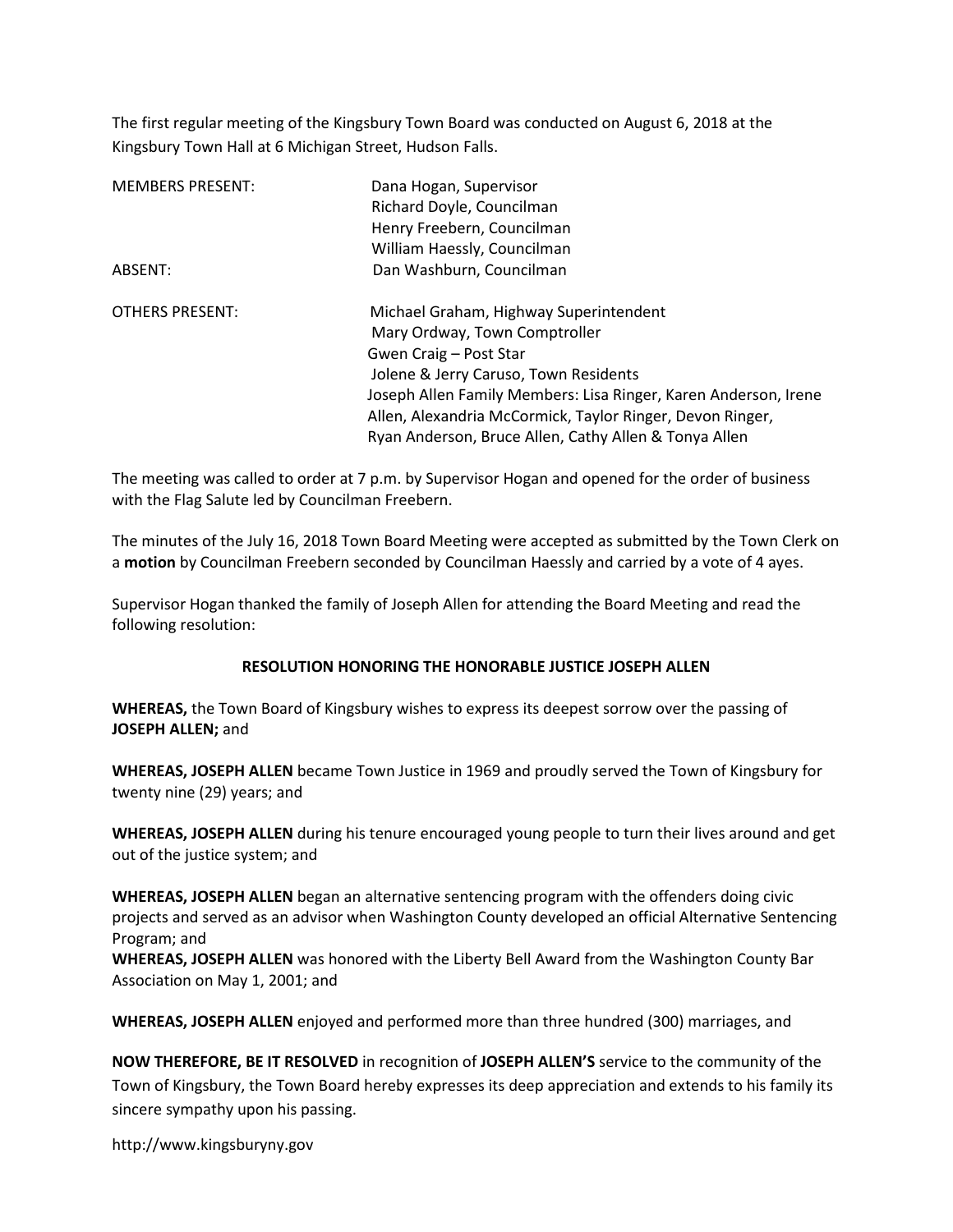The first regular meeting of the Kingsbury Town Board was conducted on August 6, 2018 at the Kingsbury Town Hall at 6 Michigan Street, Hudson Falls.

| | |
|---|---|
| MEMBERS PRESENT: | Dana Hogan, Supervisor<br>Richard Doyle, Councilman<br>Henry Freebern, Councilman<br>William Haessly, Councilman |
| ABSENT: | Dan Washburn, Councilman |
| OTHERS PRESENT: | Michael Graham, Highway Superintendent<br>Mary Ordway, Town Comptroller<br>Gwen Craig – Post Star<br>Jolene & Jerry Caruso, Town Residents<br>Joseph Allen Family Members: Lisa Ringer, Karen Anderson, Irene Allen, Alexandria McCormick, Taylor Ringer, Devon Ringer, Ryan Anderson, Bruce Allen, Cathy Allen & Tonya Allen |

The meeting was called to order at 7 p.m. by Supervisor Hogan and opened for the order of business with the Flag Salute led by Councilman Freebern.

The minutes of the July 16, 2018 Town Board Meeting were accepted as submitted by the Town Clerk on a **motion** by Councilman Freebern seconded by Councilman Haessly and carried by a vote of 4 ayes.

Supervisor Hogan thanked the family of Joseph Allen for attending the Board Meeting and read the following resolution:

**RESOLUTION HONORING THE HONORABLE JUSTICE JOSEPH ALLEN**

**WHEREAS,** the Town Board of Kingsbury wishes to express its deepest sorrow over the passing of **JOSEPH ALLEN;** and

**WHEREAS, JOSEPH ALLEN** became Town Justice in 1969 and proudly served the Town of Kingsbury for twenty nine (29) years; and

**WHEREAS, JOSEPH ALLEN** during his tenure encouraged young people to turn their lives around and get out of the justice system; and

**WHEREAS, JOSEPH ALLEN** began an alternative sentencing program with the offenders doing civic projects and served as an advisor when Washington County developed an official Alternative Sentencing Program; and

**WHEREAS, JOSEPH ALLEN** was honored with the Liberty Bell Award from the Washington County Bar Association on May 1, 2001; and

**WHEREAS, JOSEPH ALLEN** enjoyed and performed more than three hundred (300) marriages, and

**NOW THEREFORE, BE IT RESOLVED** in recognition of **JOSEPH ALLEN'S** service to the community of the Town of Kingsbury, the Town Board hereby expresses its deep appreciation and extends to his family its sincere sympathy upon his passing.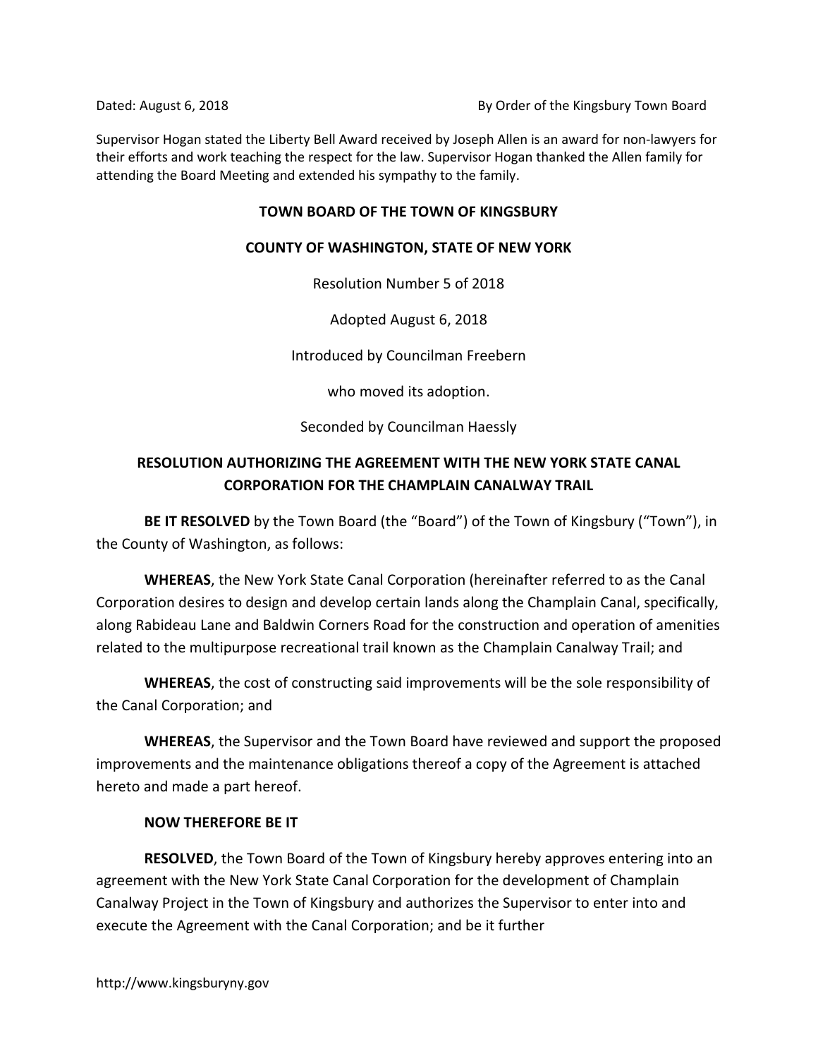Dated: August 6, 2018 By Order of the Kingsbury Town Board

Supervisor Hogan stated the Liberty Bell Award received by Joseph Allen is an award for non-lawyers for their efforts and work teaching the respect for the law. Supervisor Hogan thanked the Allen family for attending the Board Meeting and extended his sympathy to the family.

**TOWN BOARD OF THE TOWN OF KINGSBURY**

**COUNTY OF WASHINGTON, STATE OF NEW YORK**

Resolution Number 5 of 2018

Adopted August 6, 2018

Introduced by Councilman Freebern

who moved its adoption.

Seconded by Councilman Haessly

**RESOLUTION AUTHORIZING THE AGREEMENT WITH THE NEW YORK STATE CANAL CORPORATION FOR THE CHAMPLAIN CANALWAY TRAIL**

**BE IT RESOLVED** by the Town Board (the "Board") of the Town of Kingsbury ("Town"), in the County of Washington, as follows:

**WHEREAS**, the New York State Canal Corporation (hereinafter referred to as the Canal Corporation desires to design and develop certain lands along the Champlain Canal, specifically, along Rabideau Lane and Baldwin Corners Road for the construction and operation of amenities related to the multipurpose recreational trail known as the Champlain Canalway Trail; and

**WHEREAS**, the cost of constructing said improvements will be the sole responsibility of the Canal Corporation; and

**WHEREAS**, the Supervisor and the Town Board have reviewed and support the proposed improvements and the maintenance obligations thereof a copy of the Agreement is attached hereto and made a part hereof.

**NOW THEREFORE BE IT**

**RESOLVED**, the Town Board of the Town of Kingsbury hereby approves entering into an agreement with the New York State Canal Corporation for the development of Champlain Canalway Project in the Town of Kingsbury and authorizes the Supervisor to enter into and execute the Agreement with the Canal Corporation; and be it further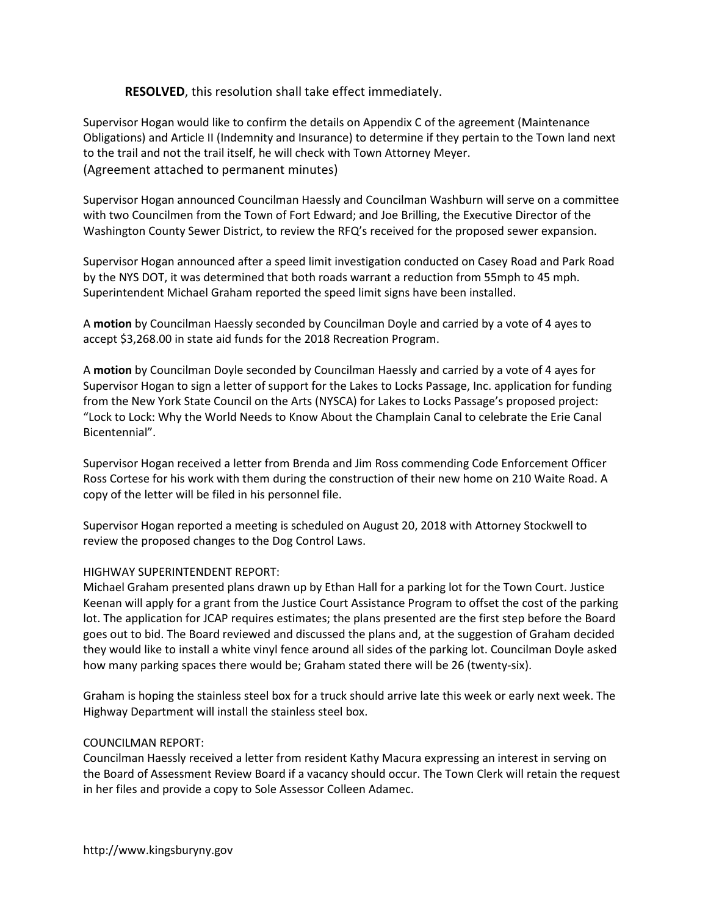**RESOLVED**, this resolution shall take effect immediately.

Supervisor Hogan would like to confirm the details on Appendix C of the agreement (Maintenance Obligations) and Article II (Indemnity and Insurance) to determine if they pertain to the Town land next to the trail and not the trail itself, he will check with Town Attorney Meyer.
(Agreement attached to permanent minutes)

Supervisor Hogan announced Councilman Haessly and Councilman Washburn will serve on a committee with two Councilmen from the Town of Fort Edward; and Joe Brilling, the Executive Director of the Washington County Sewer District, to review the RFQ's received for the proposed sewer expansion.

Supervisor Hogan announced after a speed limit investigation conducted on Casey Road and Park Road by the NYS DOT, it was determined that both roads warrant a reduction from 55mph to 45 mph. Superintendent Michael Graham reported the speed limit signs have been installed.

A **motion** by Councilman Haessly seconded by Councilman Doyle and carried by a vote of 4 ayes to accept $3,268.00 in state aid funds for the 2018 Recreation Program.

A **motion** by Councilman Doyle seconded by Councilman Haessly and carried by a vote of 4 ayes for Supervisor Hogan to sign a letter of support for the Lakes to Locks Passage, Inc. application for funding from the New York State Council on the Arts (NYSCA) for Lakes to Locks Passage's proposed project: "Lock to Lock: Why the World Needs to Know About the Champlain Canal to celebrate the Erie Canal Bicentennial".

Supervisor Hogan received a letter from Brenda and Jim Ross commending Code Enforcement Officer Ross Cortese for his work with them during the construction of their new home on 210 Waite Road. A copy of the letter will be filed in his personnel file.

Supervisor Hogan reported a meeting is scheduled on August 20, 2018 with Attorney Stockwell to review the proposed changes to the Dog Control Laws.

HIGHWAY SUPERINTENDENT REPORT:
Michael Graham presented plans drawn up by Ethan Hall for a parking lot for the Town Court. Justice Keenan will apply for a grant from the Justice Court Assistance Program to offset the cost of the parking lot. The application for JCAP requires estimates; the plans presented are the first step before the Board goes out to bid. The Board reviewed and discussed the plans and, at the suggestion of Graham decided they would like to install a white vinyl fence around all sides of the parking lot. Councilman Doyle asked how many parking spaces there would be; Graham stated there will be 26 (twenty-six).

Graham is hoping the stainless steel box for a truck should arrive late this week or early next week. The Highway Department will install the stainless steel box.

COUNCILMAN REPORT:
Councilman Haessly received a letter from resident Kathy Macura expressing an interest in serving on the Board of Assessment Review Board if a vacancy should occur. The Town Clerk will retain the request in her files and provide a copy to Sole Assessor Colleen Adamec.

http://www.kingsburyny.gov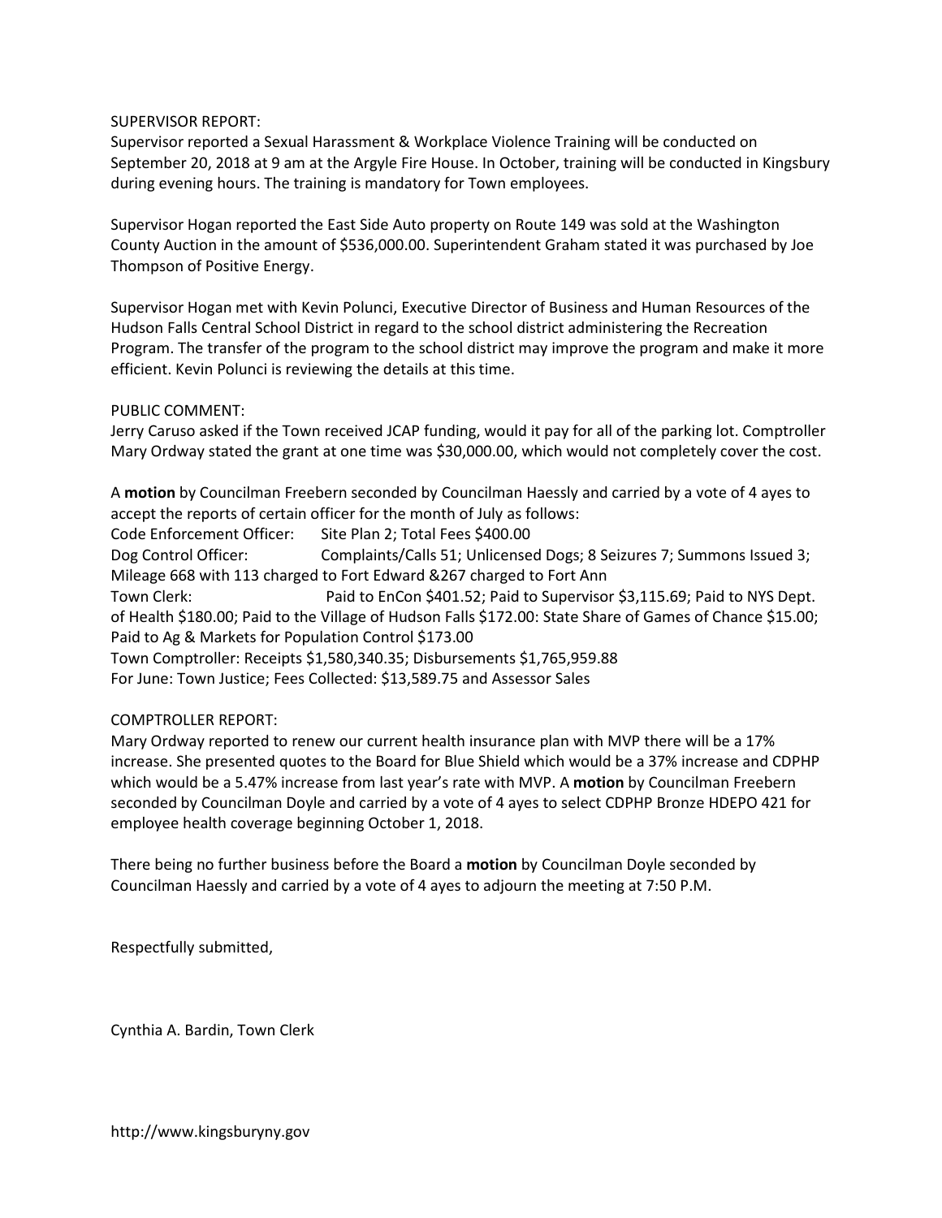SUPERVISOR REPORT:
Supervisor reported a Sexual Harassment & Workplace Violence Training will be conducted on September 20, 2018 at 9 am at the Argyle Fire House. In October, training will be conducted in Kingsbury during evening hours. The training is mandatory for Town employees.

Supervisor Hogan reported the East Side Auto property on Route 149 was sold at the Washington County Auction in the amount of $536,000.00. Superintendent Graham stated it was purchased by Joe Thompson of Positive Energy.

Supervisor Hogan met with Kevin Polunci, Executive Director of Business and Human Resources of the Hudson Falls Central School District in regard to the school district administering the Recreation Program. The transfer of the program to the school district may improve the program and make it more efficient. Kevin Polunci is reviewing the details at this time.

PUBLIC COMMENT:
Jerry Caruso asked if the Town received JCAP funding, would it pay for all of the parking lot. Comptroller Mary Ordway stated the grant at one time was $30,000.00, which would not completely cover the cost.

A **motion** by Councilman Freebern seconded by Councilman Haessly and carried by a vote of 4 ayes to accept the reports of certain officer for the month of July as follows:
Code Enforcement Officer: Site Plan 2; Total Fees $400.00
Dog Control Officer: Complaints/Calls 51; Unlicensed Dogs; 8 Seizures 7; Summons Issued 3; Mileage 668 with 113 charged to Fort Edward &267 charged to Fort Ann
Town Clerk: Paid to EnCon $401.52; Paid to Supervisor $3,115.69; Paid to NYS Dept. of Health $180.00; Paid to the Village of Hudson Falls $172.00: State Share of Games of Chance $15.00; Paid to Ag & Markets for Population Control $173.00
Town Comptroller: Receipts $1,580,340.35; Disbursements $1,765,959.88
For June: Town Justice; Fees Collected: $13,589.75 and Assessor Sales

COMPTROLLER REPORT:
Mary Ordway reported to renew our current health insurance plan with MVP there will be a 17% increase. She presented quotes to the Board for Blue Shield which would be a 37% increase and CDPHP which would be a 5.47% increase from last year's rate with MVP. A **motion** by Councilman Freebern seconded by Councilman Doyle and carried by a vote of 4 ayes to select CDPHP Bronze HDEPO 421 for employee health coverage beginning October 1, 2018.

There being no further business before the Board a **motion** by Councilman Doyle seconded by Councilman Haessly and carried by a vote of 4 ayes to adjourn the meeting at 7:50 P.M.

Respectfully submitted,

Cynthia A. Bardin, Town Clerk

http://www.kingsburyny.gov